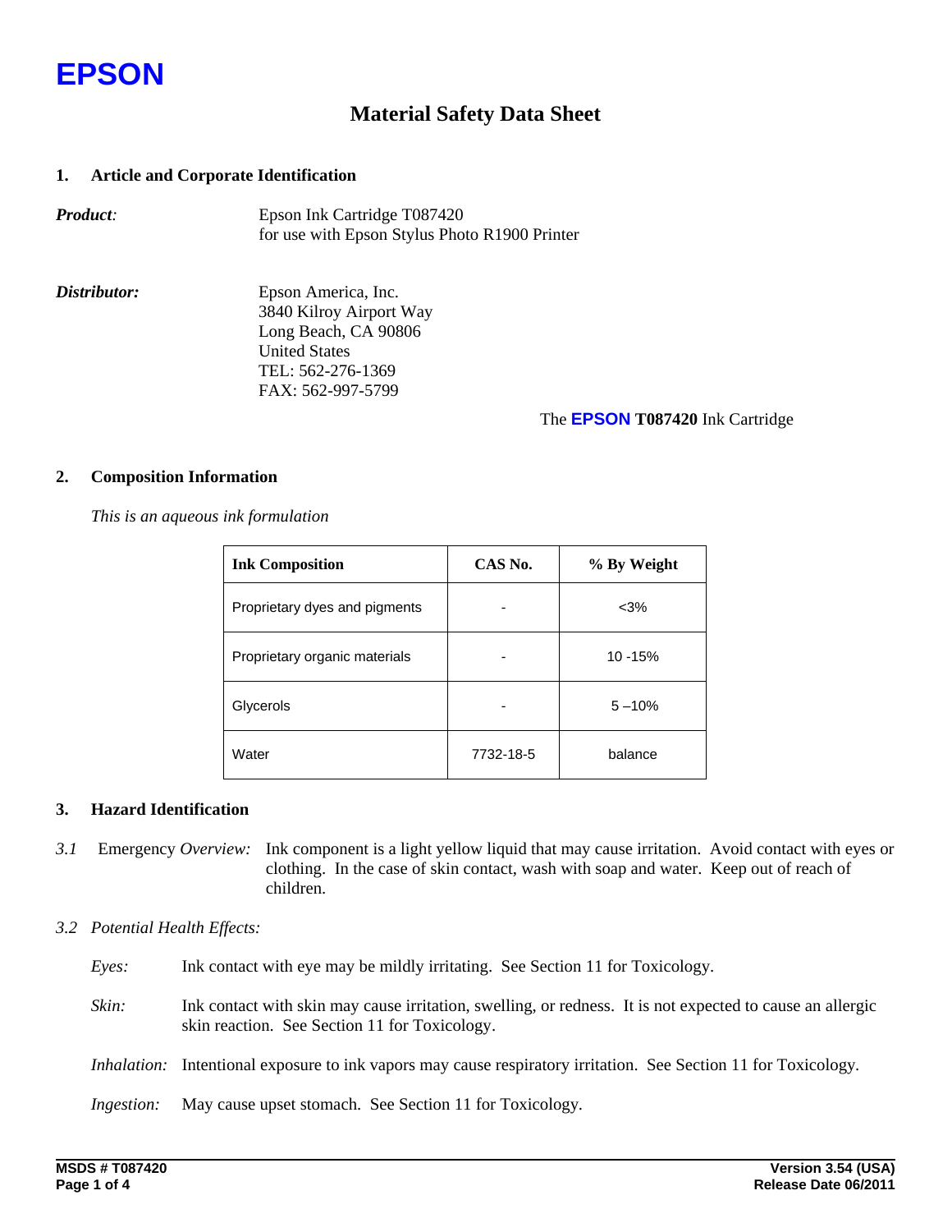# EPSON

## Material Safety Data Sheet

### 1. Article and Corporate Identification

***Product:*** Epson Ink Cartridge T087420
for use with Epson Stylus Photo R1900 Printer

***Distributor:*** Epson America, Inc.
3840 Kilroy Airport Way
Long Beach, CA 90806
United States
TEL: 562-276-1369
FAX: 562-997-5799

The **EPSON** **T087420** Ink Cartridge

### 2. Composition Information

*This is an aqueous ink formulation*

| Ink Composition | CAS No. | % By Weight |
|---|---|---|
| Proprietary dyes and pigments | - | <3% |
| Proprietary organic materials | - | 10 -15% |
| Glycerols | - | 5 –10% |
| Water | 7732-18-5 | balance |

### 3. Hazard Identification

*3.1* Emergency *Overview:* Ink component is a light yellow liquid that may cause irritation. Avoid contact with eyes or clothing. In the case of skin contact, wash with soap and water. Keep out of reach of children.

*3.2 Potential Health Effects:*

*Eyes:* Ink contact with eye may be mildly irritating. See Section 11 for Toxicology.

*Skin:* Ink contact with skin may cause irritation, swelling, or redness. It is not expected to cause an allergic skin reaction. See Section 11 for Toxicology.

*Inhalation:* Intentional exposure to ink vapors may cause respiratory irritation. See Section 11 for Toxicology.

*Ingestion:* May cause upset stomach. See Section 11 for Toxicology.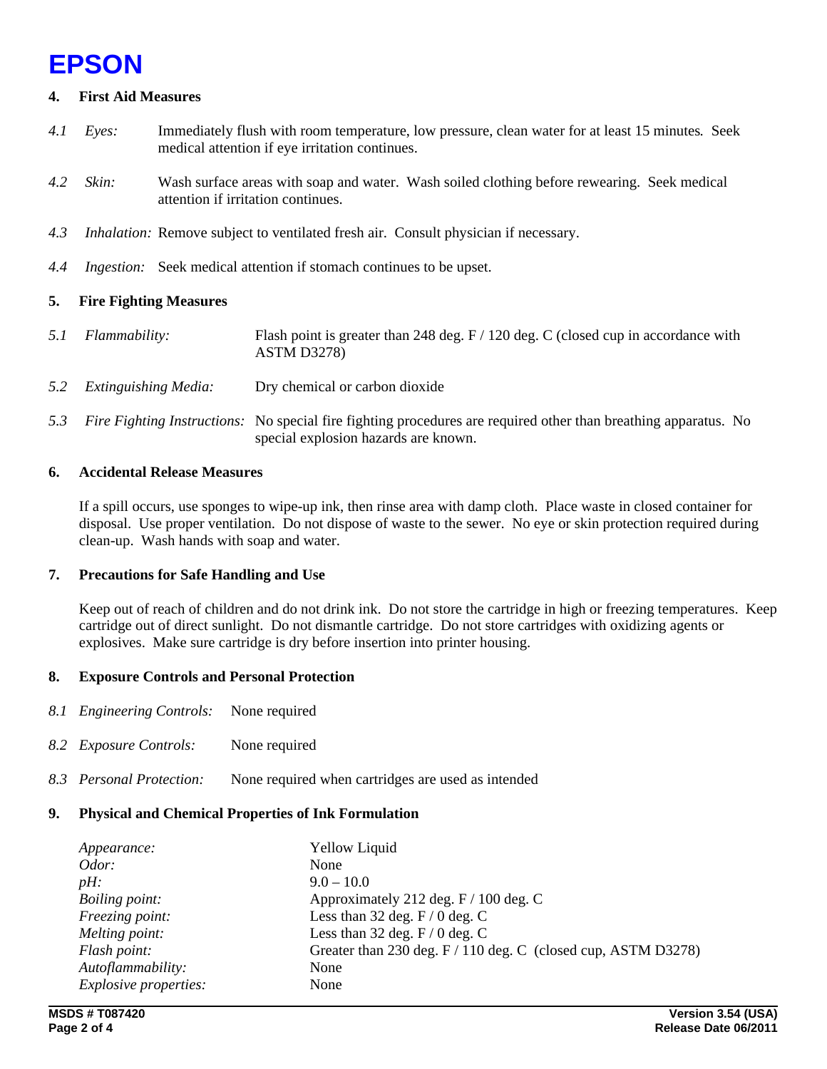## 4. First Aid Measures

*4.1* *Eyes:* Immediately flush with room temperature, low pressure, clean water for at least 15 minutes. Seek medical attention if eye irritation continues.

*4.2* *Skin:* Wash surface areas with soap and water. Wash soiled clothing before rewearing. Seek medical attention if irritation continues.

*4.3* *Inhalation:* Remove subject to ventilated fresh air. Consult physician if necessary.

*4.4* *Ingestion:* Seek medical attention if stomach continues to be upset.

## 5. Fire Fighting Measures

*5.1* *Flammability:* Flash point is greater than 248 deg. F / 120 deg. C (closed cup in accordance with ASTM D3278)

*5.2* *Extinguishing Media:* Dry chemical or carbon dioxide

*5.3* *Fire Fighting Instructions:* No special fire fighting procedures are required other than breathing apparatus. No special explosion hazards are known.

## 6. Accidental Release Measures

If a spill occurs, use sponges to wipe-up ink, then rinse area with damp cloth. Place waste in closed container for disposal. Use proper ventilation. Do not dispose of waste to the sewer. No eye or skin protection required during clean-up. Wash hands with soap and water.

## 7. Precautions for Safe Handling and Use

Keep out of reach of children and do not drink ink. Do not store the cartridge in high or freezing temperatures. Keep cartridge out of direct sunlight. Do not dismantle cartridge. Do not store cartridges with oxidizing agents or explosives. Make sure cartridge is dry before insertion into printer housing.

## 8. Exposure Controls and Personal Protection

*8.1* *Engineering Controls:* None required

*8.2* *Exposure Controls:* None required

*8.3* *Personal Protection:* None required when cartridges are used as intended

## 9. Physical and Chemical Properties of Ink Formulation

| | |
|---|---|
| *Appearance:* | Yellow Liquid |
| *Odor:* | None |
| *pH:* | 9.0 – 10.0 |
| *Boiling point:* | Approximately 212 deg. F / 100 deg. C |
| *Freezing point:* | Less than 32 deg. F / 0 deg. C |
| *Melting point:* | Less than 32 deg. F / 0 deg. C |
| *Flash point:* | Greater than 230 deg. F / 110 deg. C (closed cup, ASTM D3278) |
| *Autoflammability:* | None |
| *Explosive properties:* | None |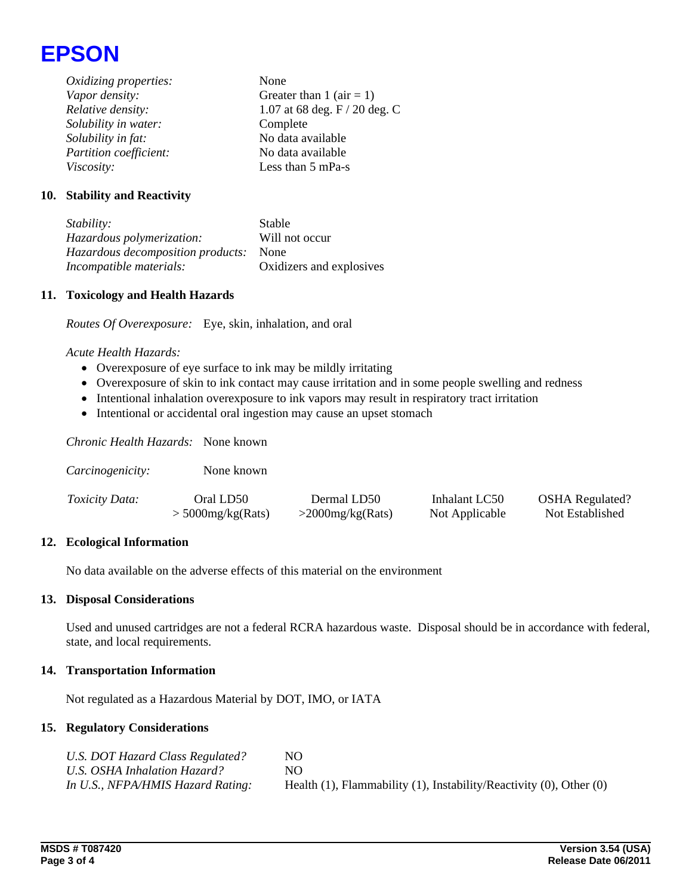| | |
|---|---|
| *Oxidizing properties:* | None |
| *Vapor density:* | Greater than 1 (air = 1) |
| *Relative density:* | 1.07 at 68 deg. F / 20 deg. C |
| *Solubility in water:* | Complete |
| *Solubility in fat:* | No data available |
| *Partition coefficient:* | No data available |
| *Viscosity:* | Less than 5 mPa-s |

## 10. Stability and Reactivity

| | |
|---|---|
| *Stability:* | Stable |
| *Hazardous polymerization:* | Will not occur |
| *Hazardous decomposition products:* | None |
| *Incompatible materials:* | Oxidizers and explosives |

## 11. Toxicology and Health Hazards

*Routes Of Overexposure:* Eye, skin, inhalation, and oral

*Acute Health Hazards:*

- Overexposure of eye surface to ink may be mildly irritating
- Overexposure of skin to ink contact may cause irritation and in some people swelling and redness
- Intentional inhalation overexposure to ink vapors may result in respiratory tract irritation
- Intentional or accidental oral ingestion may cause an upset stomach

*Chronic Health Hazards:* None known

*Carcinogenicity:* None known

| *Toxicity Data:* | Oral LD50 | Dermal LD50 | Inhalant LC50 | OSHA Regulated? |
|---|---|---|---|---|
| | > 5000mg/kg(Rats) | >2000mg/kg(Rats) | Not Applicable | Not Established |

## 12. Ecological Information

No data available on the adverse effects of this material on the environment

## 13. Disposal Considerations

Used and unused cartridges are not a federal RCRA hazardous waste. Disposal should be in accordance with federal, state, and local requirements.

## 14. Transportation Information

Not regulated as a Hazardous Material by DOT, IMO, or IATA

## 15. Regulatory Considerations

| | |
|---|---|
| *U.S. DOT Hazard Class Regulated?* | NO |
| *U.S. OSHA Inhalation Hazard?* | NO |
| *In U.S., NFPA/HMIS Hazard Rating:* | Health (1), Flammability (1), Instability/Reactivity (0), Other (0) |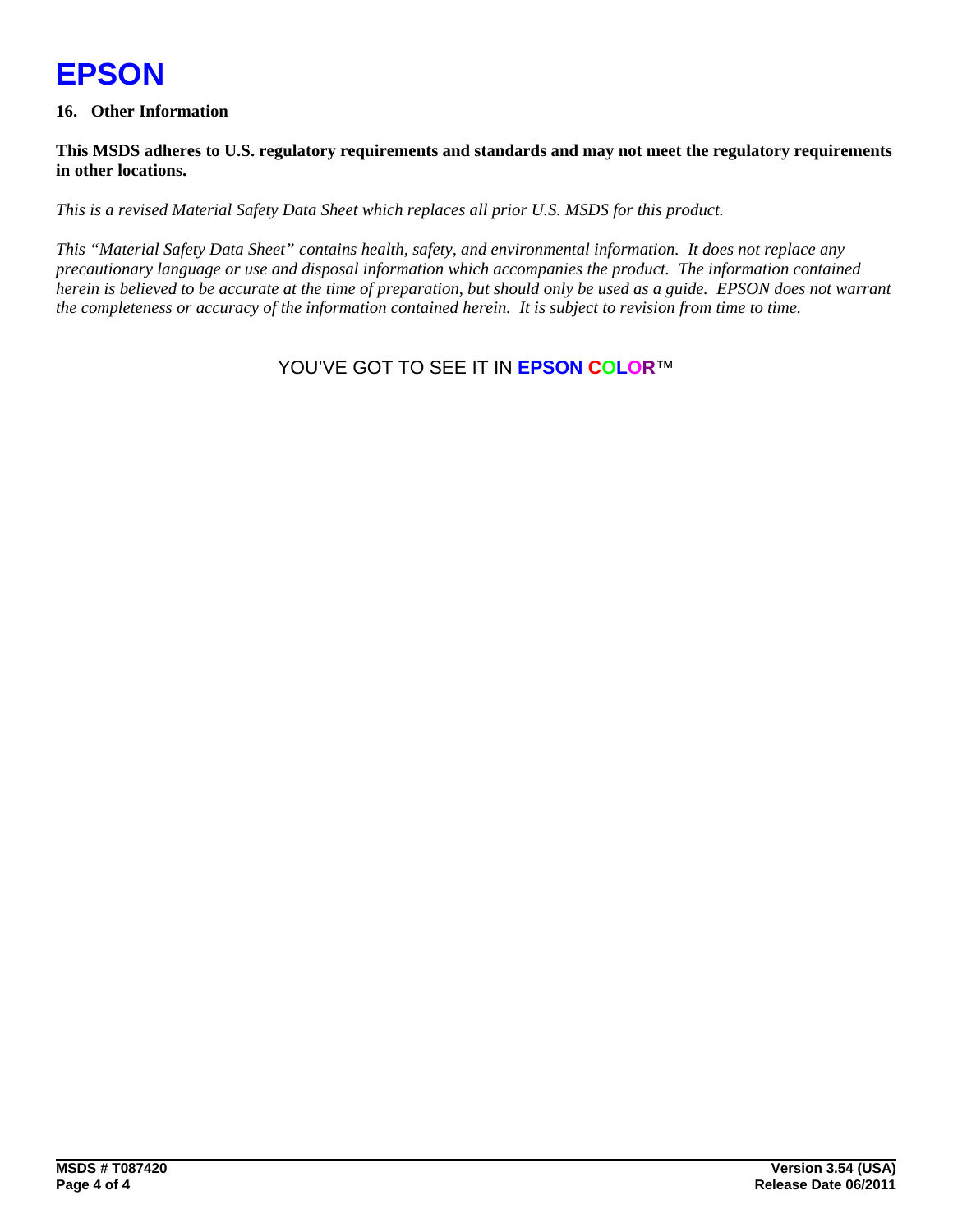## 16. Other Information

**This MSDS adheres to U.S. regulatory requirements and standards and may not meet the regulatory requirements in other locations.**

*This is a revised Material Safety Data Sheet which replaces all prior U.S. MSDS for this product.*

*This "Material Safety Data Sheet" contains health, safety, and environmental information. It does not replace any precautionary language or use and disposal information which accompanies the product. The information contained herein is believed to be accurate at the time of preparation, but should only be used as a guide. EPSON does not warrant the completeness or accuracy of the information contained herein. It is subject to revision from time to time.*

YOU'VE GOT TO SEE IT IN **EPSON COLOR**™